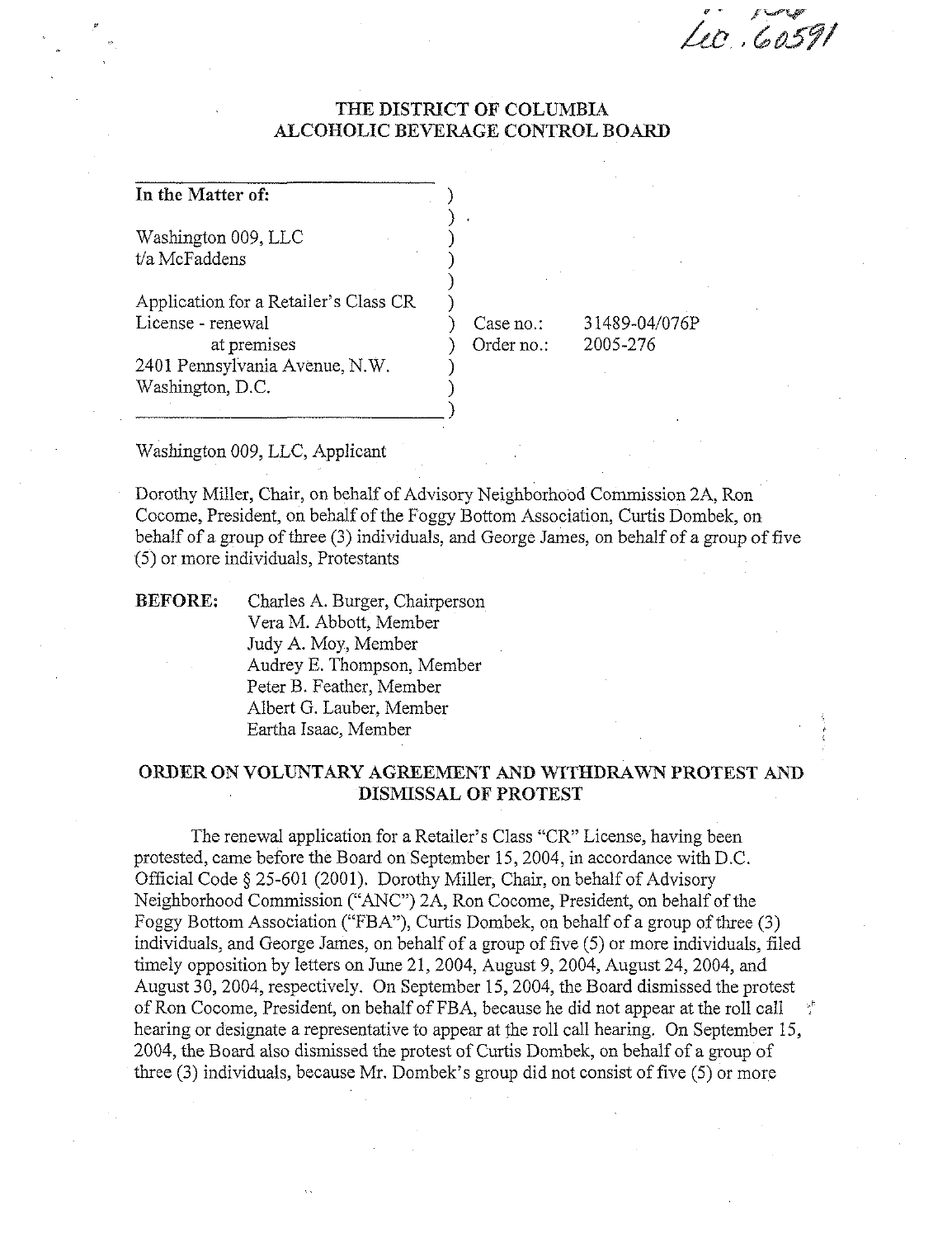Lic. 60591

# THE DISTRICT OF COLUMBIA
# ALCOHOLIC BEVERAGE CONTROL BOARD

**In the Matter of:**

Washington 009, LLC
t/a McFaddens

Application for a Retailer's Class CR License - renewal
at premises
2401 Pennsylvania Avenue, N.W.
Washington, D.C.

Case no.: 31489-04/076P
Order no.: 2005-276

Washington 009, LLC, Applicant

Dorothy Miller, Chair, on behalf of Advisory Neighborhood Commission 2A, Ron Cocome, President, on behalf of the Foggy Bottom Association, Curtis Dombek, on behalf of a group of three (3) individuals, and George James, on behalf of a group of five (5) or more individuals, Protestants

**BEFORE:** Charles A. Burger, Chairperson
Vera M. Abbott, Member
Judy A. Moy, Member
Audrey E. Thompson, Member
Peter B. Feather, Member
Albert G. Lauber, Member
Eartha Isaac, Member

## ORDER ON VOLUNTARY AGREEMENT AND WITHDRAWN PROTEST AND DISMISSAL OF PROTEST

The renewal application for a Retailer's Class "CR" License, having been protested, came before the Board on September 15, 2004, in accordance with D.C. Official Code § 25-601 (2001). Dorothy Miller, Chair, on behalf of Advisory Neighborhood Commission ("ANC") 2A, Ron Cocome, President, on behalf of the Foggy Bottom Association ("FBA"), Curtis Dombek, on behalf of a group of three (3) individuals, and George James, on behalf of a group of five (5) or more individuals, filed timely opposition by letters on June 21, 2004, August 9, 2004, August 24, 2004, and August 30, 2004, respectively. On September 15, 2004, the Board dismissed the protest of Ron Cocome, President, on behalf of FBA, because he did not appear at the roll call hearing or designate a representative to appear at the roll call hearing. On September 15, 2004, the Board also dismissed the protest of Curtis Dombek, on behalf of a group of three (3) individuals, because Mr. Dombek's group did not consist of five (5) or more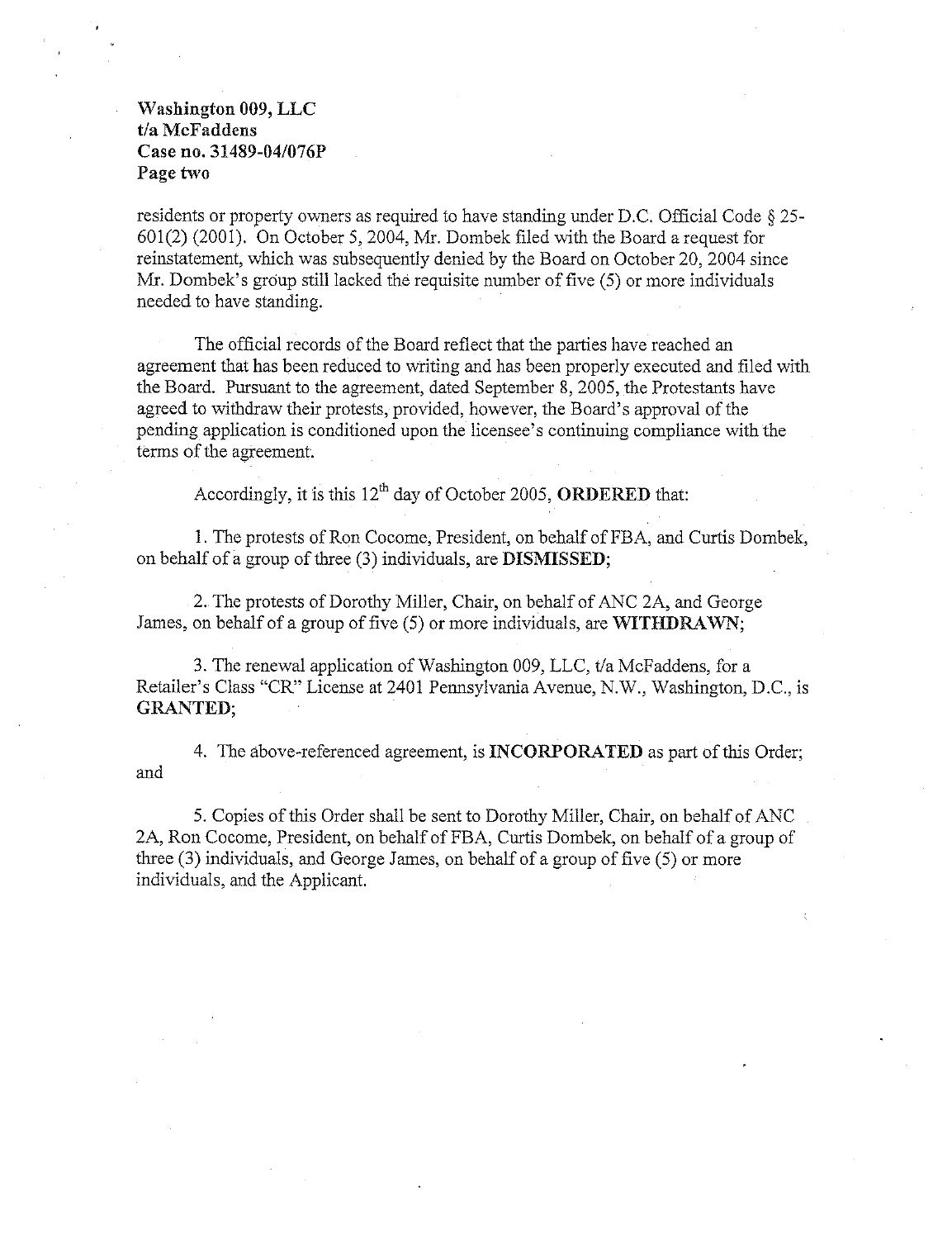residents or property owners as required to have standing under D.C. Official Code § 25-601(2) (2001). On October 5, 2004, Mr. Dombek filed with the Board a request for reinstatement, which was subsequently denied by the Board on October 20, 2004 since Mr. Dombek's group still lacked the requisite number of five (5) or more individuals needed to have standing.

The official records of the Board reflect that the parties have reached an agreement that has been reduced to writing and has been properly executed and filed with the Board. Pursuant to the agreement, dated September 8, 2005, the Protestants have agreed to withdraw their protests, provided, however, the Board's approval of the pending application is conditioned upon the licensee's continuing compliance with the terms of the agreement.

Accordingly, it is this 12th day of October 2005, **ORDERED** that:

1. The protests of Ron Cocome, President, on behalf of FBA, and Curtis Dombek, on behalf of a group of three (3) individuals, are **DISMISSED**;

2. The protests of Dorothy Miller, Chair, on behalf of ANC 2A, and George James, on behalf of a group of five (5) or more individuals, are **WITHDRAWN**;

3. The renewal application of Washington 009, LLC, t/a McFaddens, for a Retailer's Class "CR" License at 2401 Pennsylvania Avenue, N.W., Washington, D.C., is **GRANTED**;

4. The above-referenced agreement, is **INCORPORATED** as part of this Order; and

5. Copies of this Order shall be sent to Dorothy Miller, Chair, on behalf of ANC 2A, Ron Cocome, President, on behalf of FBA, Curtis Dombek, on behalf of a group of three (3) individuals, and George James, on behalf of a group of five (5) or more individuals, and the Applicant.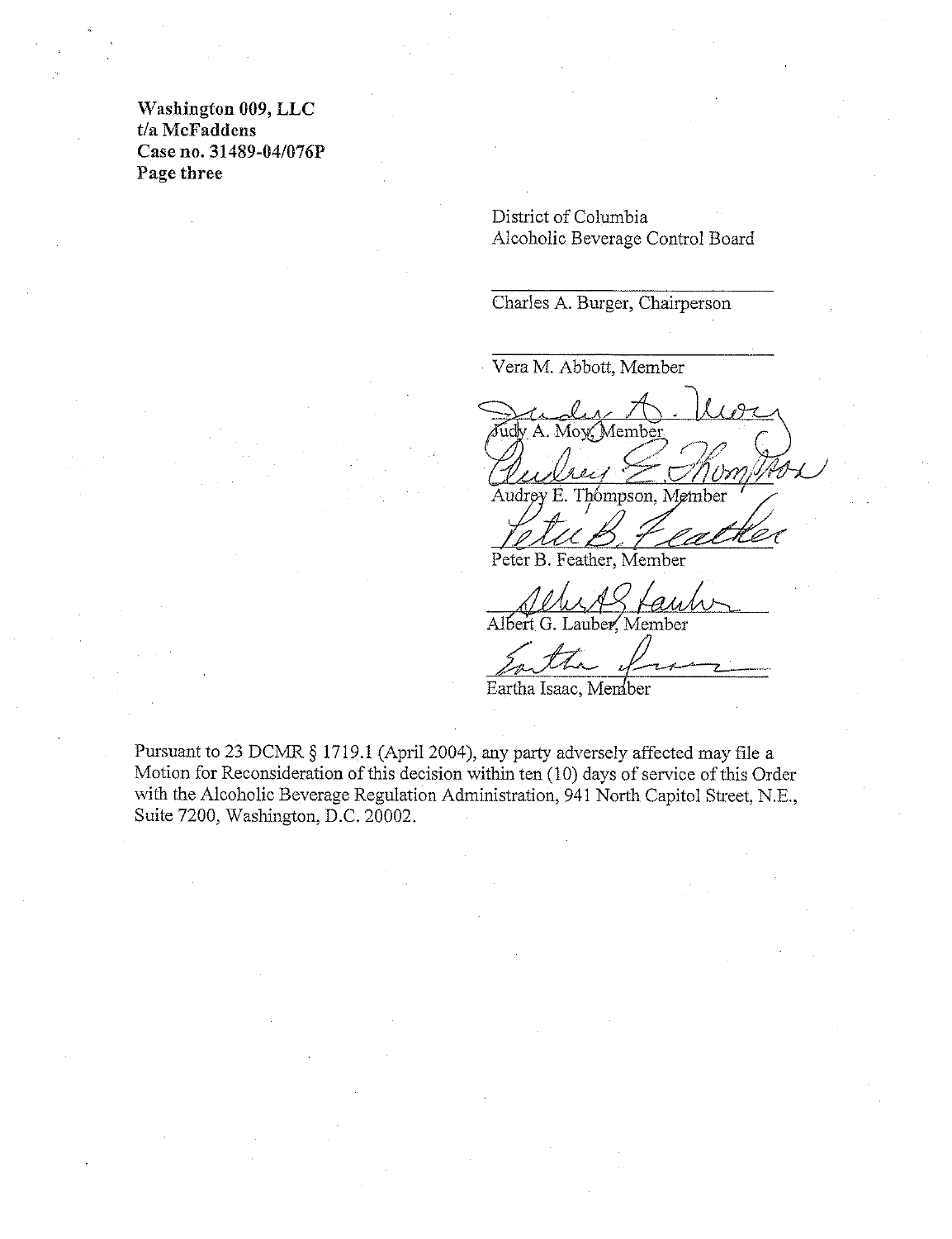**Washington 009, LLC**
**t/a McFaddens**
**Case no. 31489-04/076P**
**Page three**

District of Columbia
Alcoholic Beverage Control Board

Charles A. Burger, Chairperson

Vera M. Abbott, Member

Judy A. Moy, Member

Audrey E. Thompson, Member

Peter B. Feather, Member

Albert G. Lauber, Member

Eartha Isaac, Member

Pursuant to 23 DCMR § 1719.1 (April 2004), any party adversely affected may file a Motion for Reconsideration of this decision within ten (10) days of service of this Order with the Alcoholic Beverage Regulation Administration, 941 North Capitol Street, N.E., Suite 7200, Washington, D.C. 20002.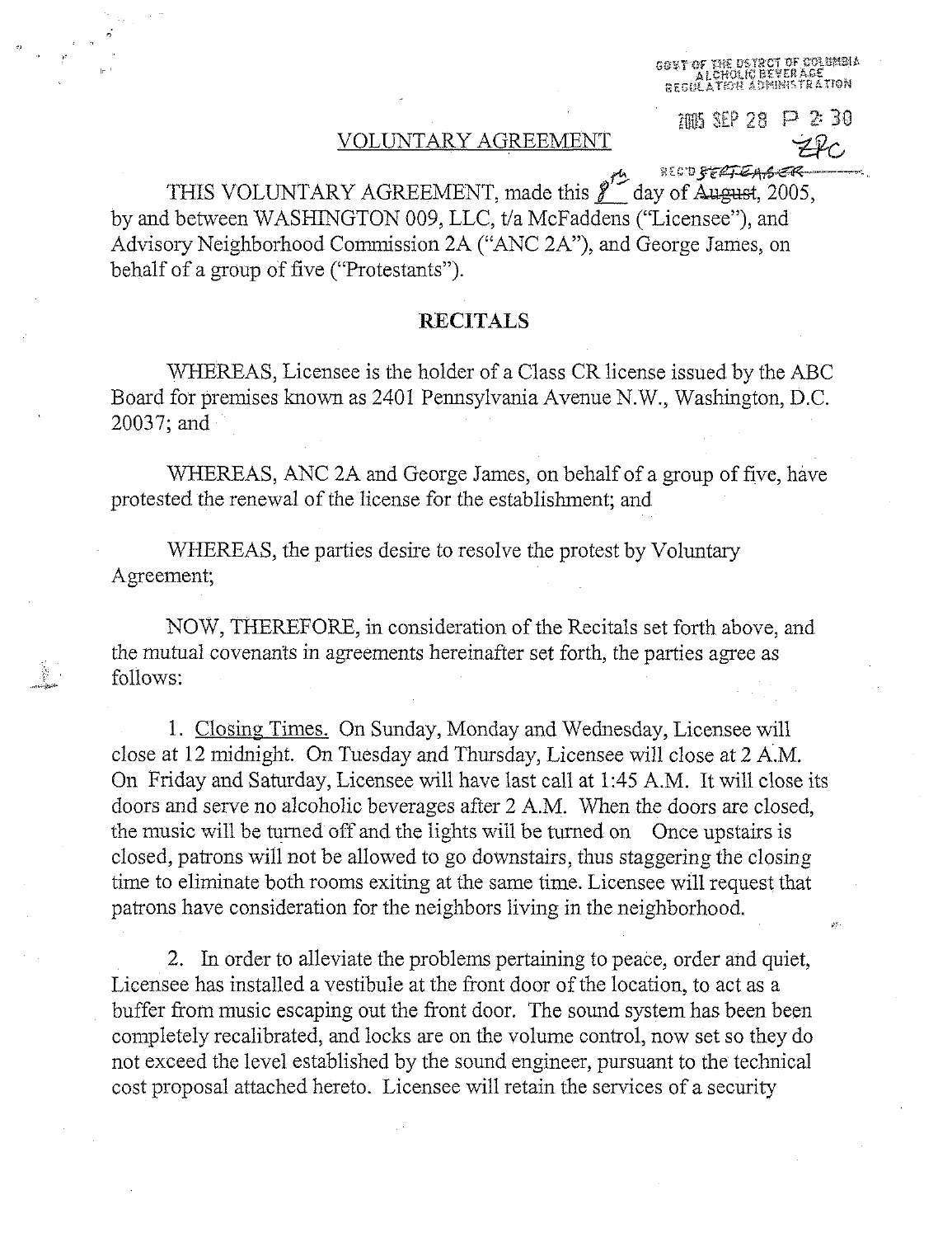GOVT OF THE DISTRICT OF COLUMBIA
ALCOHOLIC BEVERAGE
REGULATION ADMINISTRATION

2005 SEP 28 P 2:30

ZPC

RECD SEPTEMBER

## VOLUNTARY AGREEMENT

THIS VOLUNTARY AGREEMENT, made this 8th day of ~~August~~, 2005, by and between WASHINGTON 009, LLC, t/a McFaddens ("Licensee"), and Advisory Neighborhood Commission 2A ("ANC 2A"), and George James, on behalf of a group of five ("Protestants").

### RECITALS

WHEREAS, Licensee is the holder of a Class CR license issued by the ABC Board for premises known as 2401 Pennsylvania Avenue N.W., Washington, D.C. 20037; and

WHEREAS, ANC 2A and George James, on behalf of a group of five, have protested the renewal of the license for the establishment; and

WHEREAS, the parties desire to resolve the protest by Voluntary Agreement;

NOW, THEREFORE, in consideration of the Recitals set forth above, and the mutual covenants in agreements hereinafter set forth, the parties agree as follows:

1. Closing Times. On Sunday, Monday and Wednesday, Licensee will close at 12 midnight. On Tuesday and Thursday, Licensee will close at 2 A.M. On Friday and Saturday, Licensee will have last call at 1:45 A.M. It will close its doors and serve no alcoholic beverages after 2 A.M. When the doors are closed, the music will be turned off and the lights will be turned on Once upstairs is closed, patrons will not be allowed to go downstairs, thus staggering the closing time to eliminate both rooms exiting at the same time. Licensee will request that patrons have consideration for the neighbors living in the neighborhood.

2. In order to alleviate the problems pertaining to peace, order and quiet, Licensee has installed a vestibule at the front door of the location, to act as a buffer from music escaping out the front door. The sound system has been been completely recalibrated, and locks are on the volume control, now set so they do not exceed the level established by the sound engineer, pursuant to the technical cost proposal attached hereto. Licensee will retain the services of a security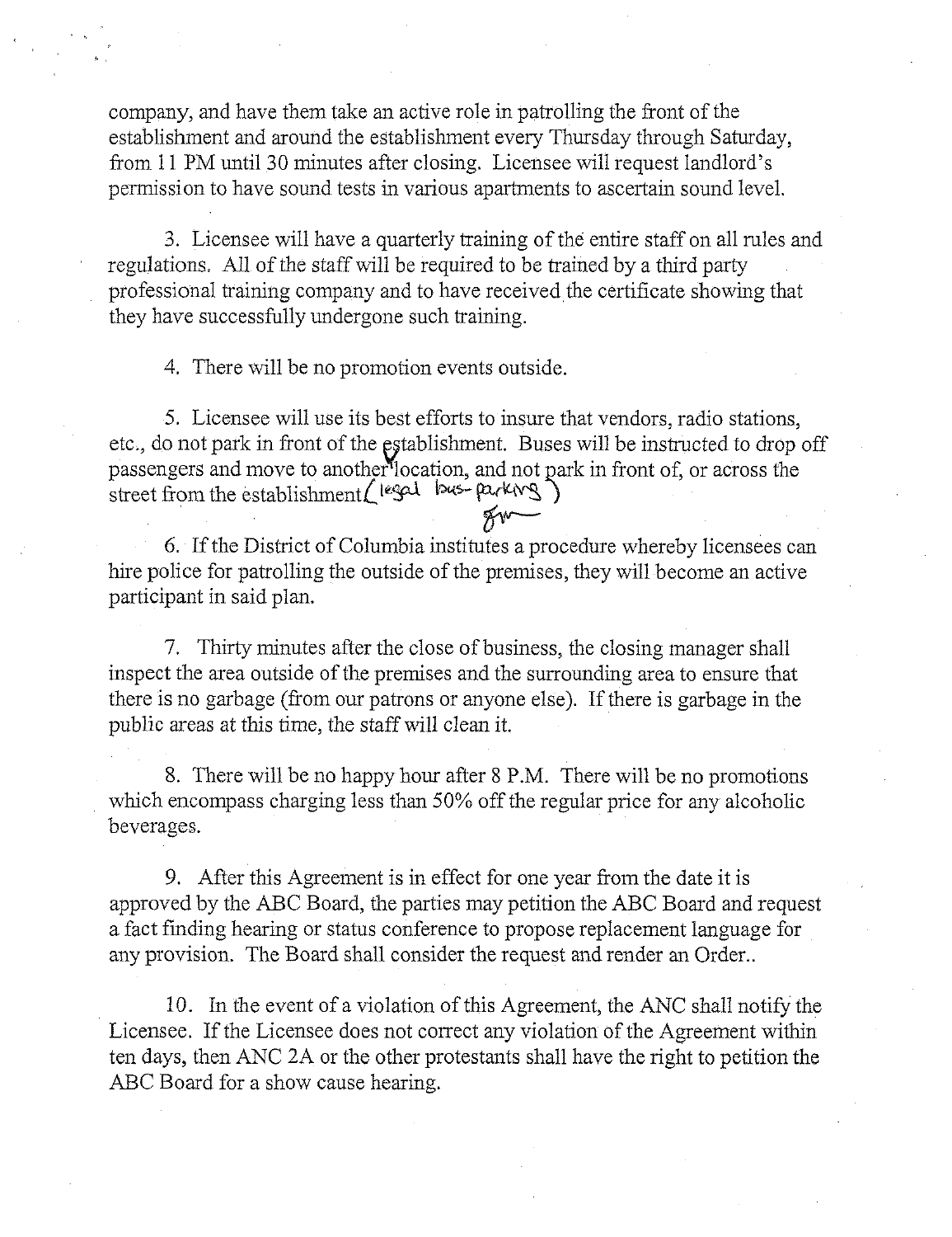company, and have them take an active role in patrolling the front of the establishment and around the establishment every Thursday through Saturday, from 11 PM until 30 minutes after closing. Licensee will request landlord's permission to have sound tests in various apartments to ascertain sound level.

3. Licensee will have a quarterly training of the entire staff on all rules and regulations. All of the staff will be required to be trained by a third party professional training company and to have received the certificate showing that they have successfully undergone such training.

4. There will be no promotion events outside.

5. Licensee will use its best efforts to insure that vendors, radio stations, etc., do not park in front of the establishment. Buses will be instructed to drop off passengers and move to another location, and not park in front of, or across the street from the establishment (legal bus-parking)

6. If the District of Columbia institutes a procedure whereby licensees can hire police for patrolling the outside of the premises, they will become an active participant in said plan.

7. Thirty minutes after the close of business, the closing manager shall inspect the area outside of the premises and the surrounding area to ensure that there is no garbage (from our patrons or anyone else). If there is garbage in the public areas at this time, the staff will clean it.

8. There will be no happy hour after 8 P.M. There will be no promotions which encompass charging less than 50% off the regular price for any alcoholic beverages.

9. After this Agreement is in effect for one year from the date it is approved by the ABC Board, the parties may petition the ABC Board and request a fact finding hearing or status conference to propose replacement language for any provision. The Board shall consider the request and render an Order..

10. In the event of a violation of this Agreement, the ANC shall notify the Licensee. If the Licensee does not correct any violation of the Agreement within ten days, then ANC 2A or the other protestants shall have the right to petition the ABC Board for a show cause hearing.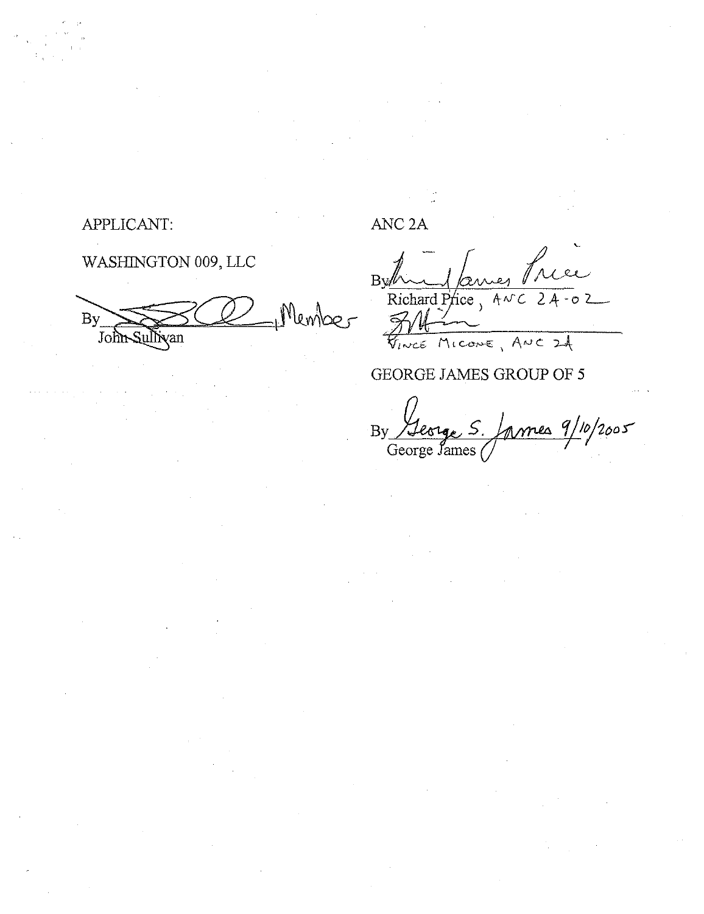APPLICANT:

WASHINGTON 009, LLC

By ______________________, Member
John Sullivan

ANC 2A

By ______________________
Richard Price, ANC 2A-02

______________________
Vince Micone, ANC 2A

GEORGE JAMES GROUP OF 5

By ______________________ 9/10/2005
George James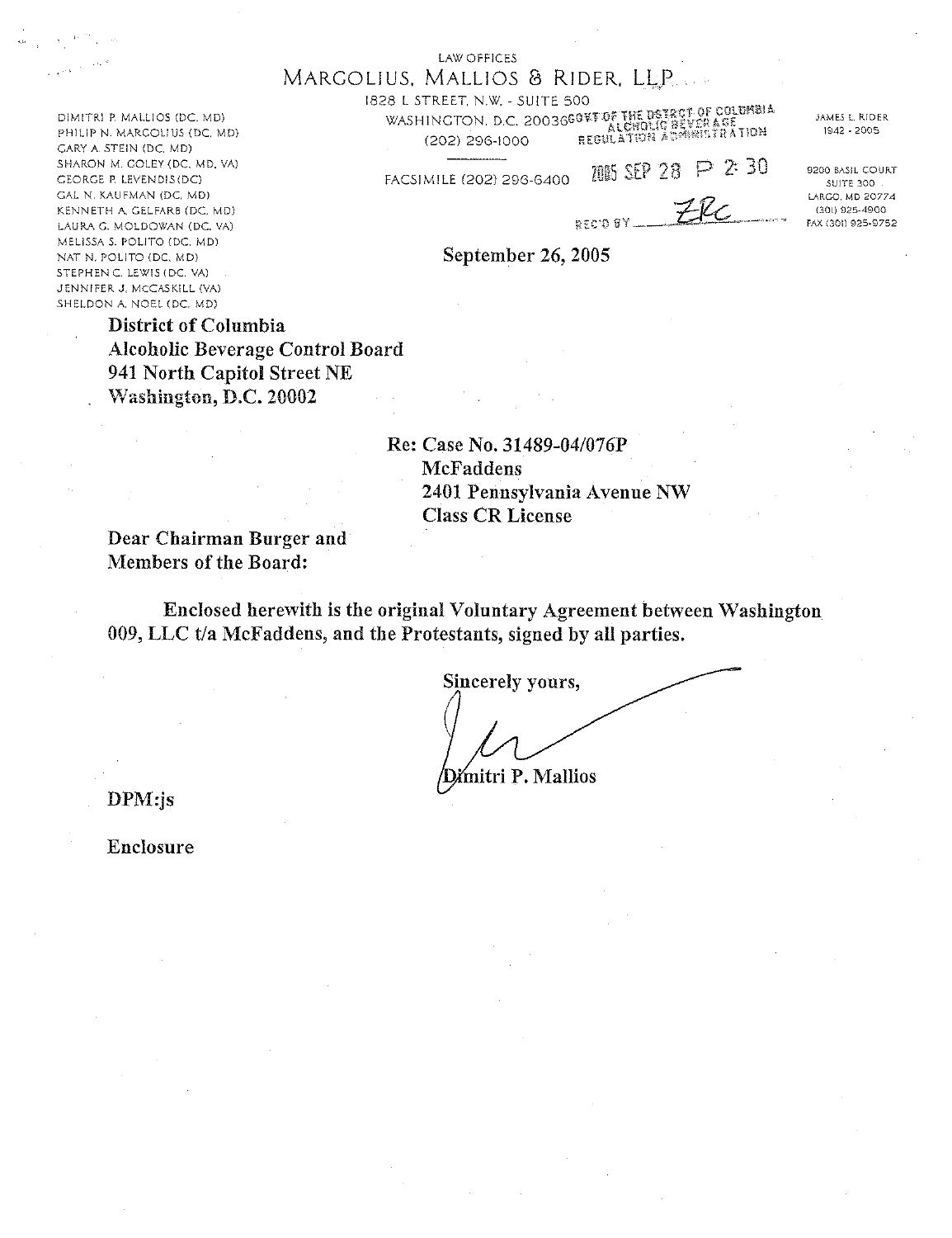LAW OFFICES

# MARGOLIUS, MALLIOS & RIDER, LLP

1828 L STREET, N.W. - SUITE 500
WASHINGTON, D.C. 20036
(202) 296-1000

FACSIMILE (202) 296-6400

DIMITRI P. MALLIOS (DC, MD)
PHILIP N. MARGOLIUS (DC, MD)
GARY A. STEIN (DC, MD)
SHARON M. COLEY (DC, MD, VA)
GEORGE P. LEVENDIS (DC)
GAL N. KAUFMAN (DC, MD)
KENNETH A. GELFARB (DC, MD)
LAURA G. MOLDOWAN (DC, VA)
MELISSA S. POLITO (DC, MD)
NAT N. POLITO (DC, MD)
STEPHEN C. LEWIS (DC, VA)
JENNIFER J. McCASKILL (VA)
SHELDON A. NOEL (DC, MD)

JAMES L. RIDER
1942 - 2005

9200 BASIL COURT
SUITE 300
LARGO, MD 20774
(301) 925-4900
FAX (301) 925-9752

GOVT OF THE DISTRICT OF COLUMBIA
ALCOHOLIC BEVERAGE
REGULATION ADMINISTRATION
2005 SEP 28 P 2:30
REC'D BY ZRC

September 26, 2005

**District of Columbia**
**Alcoholic Beverage Control Board**
**941 North Capitol Street NE**
**Washington, D.C. 20002**

**Re: Case No. 31489-04/076P**
**McFaddens**
**2401 Pennsylvania Avenue NW**
**Class CR License**

**Dear Chairman Burger and Members of the Board:**

**Enclosed herewith is the original Voluntary Agreement between Washington 009, LLC t/a McFaddens, and the Protestants, signed by all parties.**

Sincerely yours,

Dimitri P. Mallios

DPM:js

Enclosure